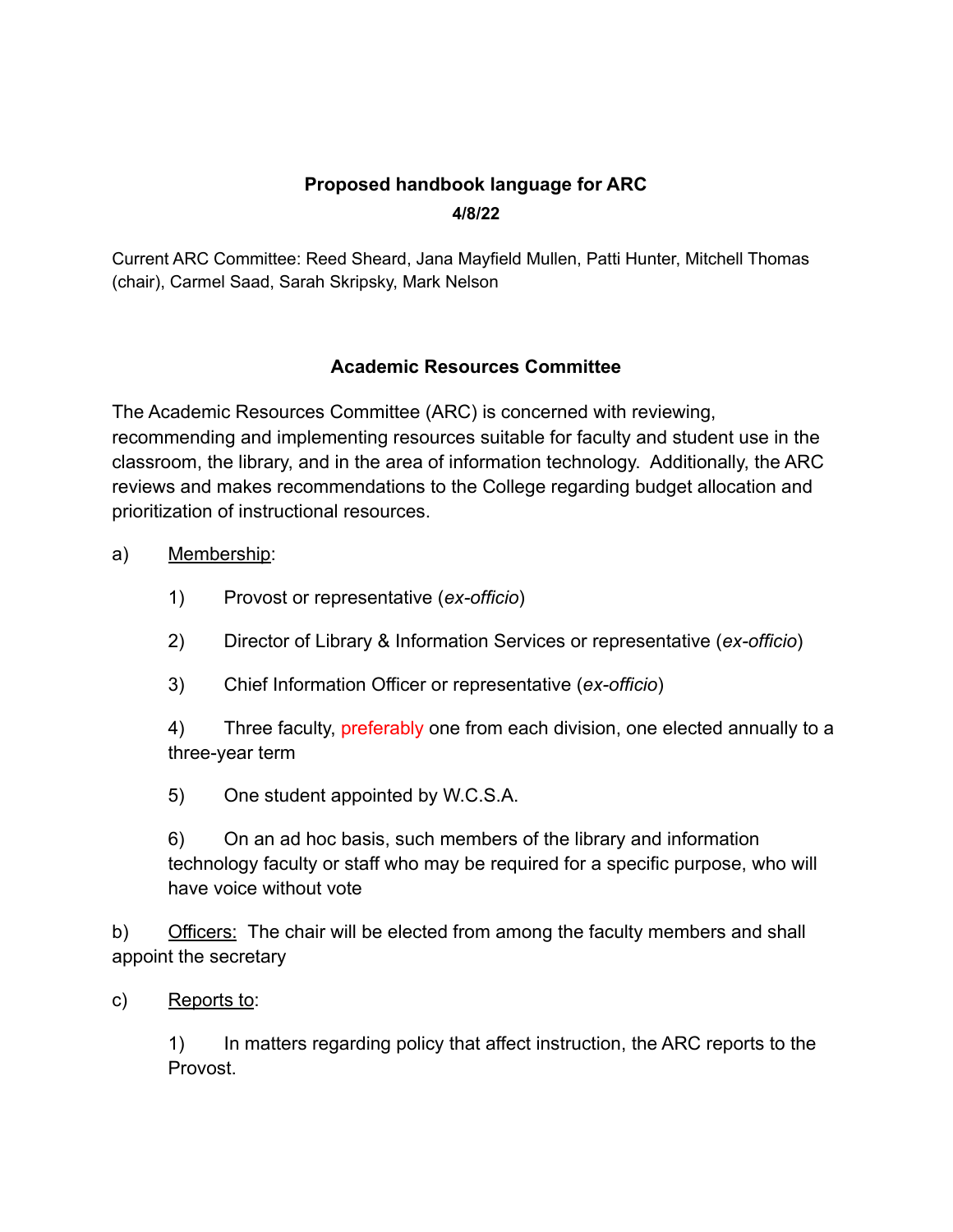## Proposed handbook language for ARC

**4/8/22**

Current ARC Committee: Reed Sheard, Jana Mayfield Mullen, Patti Hunter, Mitchell Thomas (chair), Carmel Saad, Sarah Skripsky, Mark Nelson

### Academic Resources Committee

The Academic Resources Committee (ARC) is concerned with reviewing, recommending and implementing resources suitable for faculty and student use in the classroom, the library, and in the area of information technology. Additionally, the ARC reviews and makes recommendations to the College regarding budget allocation and prioritization of instructional resources.

a) Membership:

1) Provost or representative (*ex-officio*)

2) Director of Library & Information Services or representative (*ex-officio*)

3) Chief Information Officer or representative (*ex-officio*)

4) Three faculty, preferably one from each division, one elected annually to a three-year term

5) One student appointed by W.C.S.A.

6) On an ad hoc basis, such members of the library and information technology faculty or staff who may be required for a specific purpose, who will have voice without vote

b) Officers: The chair will be elected from among the faculty members and shall appoint the secretary

c) Reports to:

1) In matters regarding policy that affect instruction, the ARC reports to the Provost.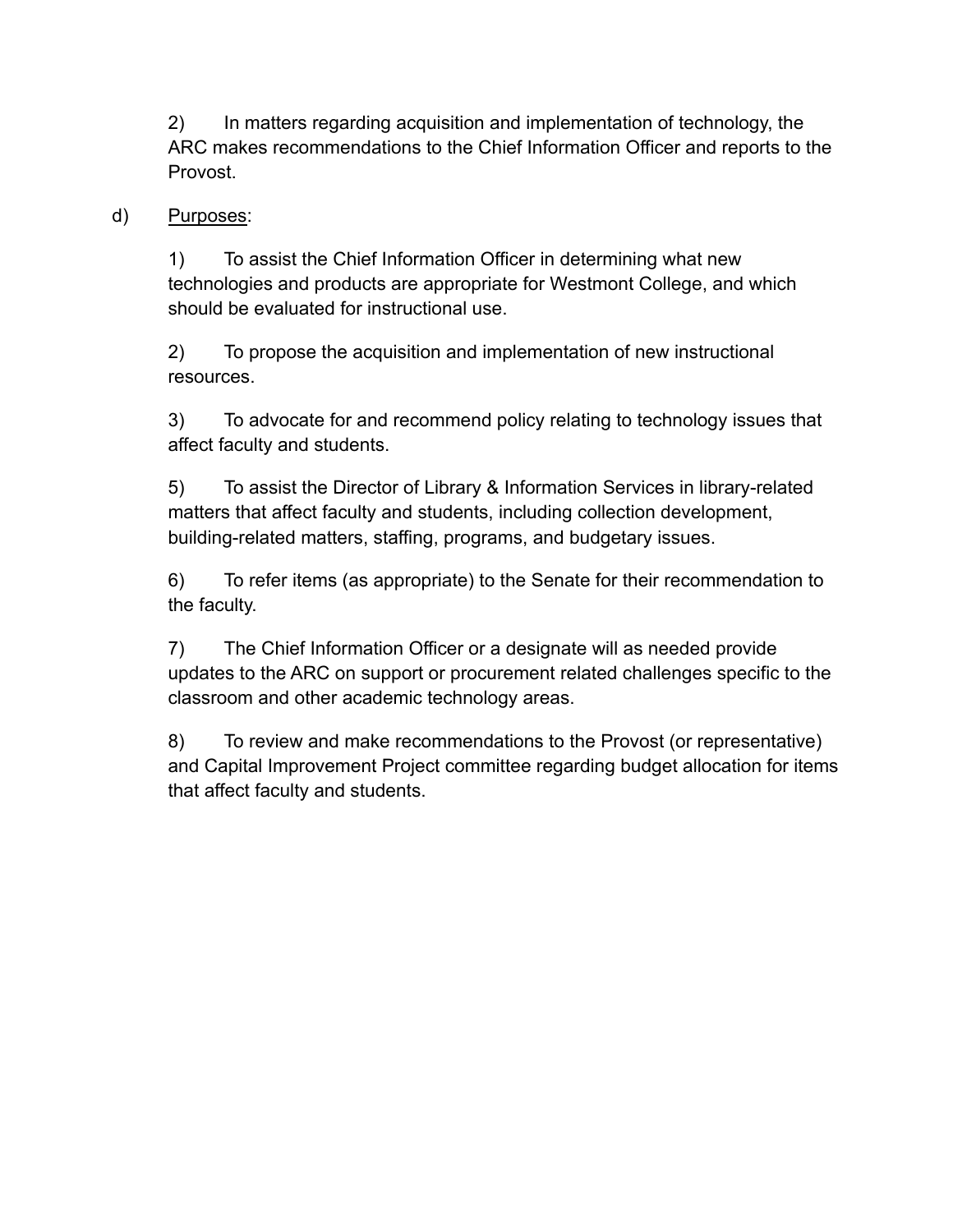2) In matters regarding acquisition and implementation of technology, the ARC makes recommendations to the Chief Information Officer and reports to the Provost.

d) Purposes:

1) To assist the Chief Information Officer in determining what new technologies and products are appropriate for Westmont College, and which should be evaluated for instructional use.

2) To propose the acquisition and implementation of new instructional resources.

3) To advocate for and recommend policy relating to technology issues that affect faculty and students.

5) To assist the Director of Library & Information Services in library-related matters that affect faculty and students, including collection development, building-related matters, staffing, programs, and budgetary issues.

6) To refer items (as appropriate) to the Senate for their recommendation to the faculty.

7) The Chief Information Officer or a designate will as needed provide updates to the ARC on support or procurement related challenges specific to the classroom and other academic technology areas.

8) To review and make recommendations to the Provost (or representative) and Capital Improvement Project committee regarding budget allocation for items that affect faculty and students.